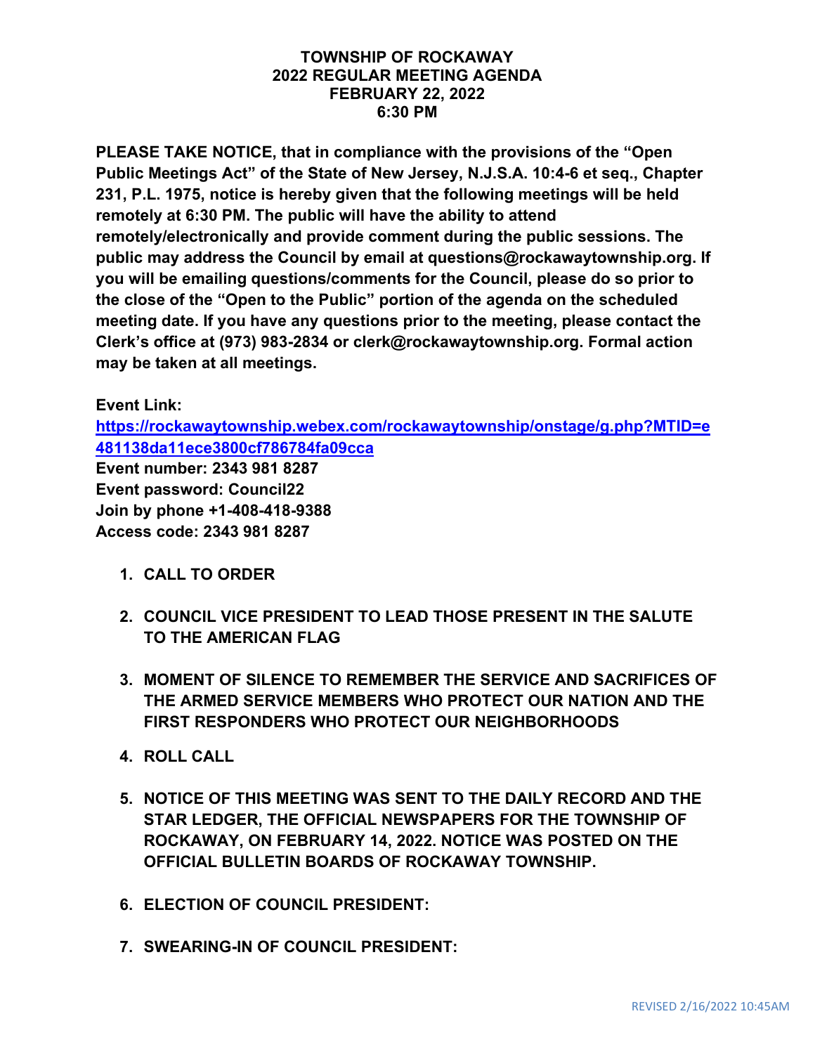**TOWNSHIP OF ROCKAWAY**
**2022 REGULAR MEETING AGENDA**
**FEBRUARY 22, 2022**
**6:30 PM**

**PLEASE TAKE NOTICE, that in compliance with the provisions of the "Open Public Meetings Act" of the State of New Jersey, N.J.S.A. 10:4-6 et seq., Chapter 231, P.L. 1975, notice is hereby given that the following meetings will be held remotely at 6:30 PM. The public will have the ability to attend remotely/electronically and provide comment during the public sessions. The public may address the Council by email at questions@rockawaytownship.org. If you will be emailing questions/comments for the Council, please do so prior to the close of the "Open to the Public" portion of the agenda on the scheduled meeting date. If you have any questions prior to the meeting, please contact the Clerk's office at (973) 983-2834 or clerk@rockawaytownship.org. Formal action may be taken at all meetings.**

**Event Link:**
**https://rockawaytownship.webex.com/rockawaytownship/onstage/g.php?MTID=e481138da11ece3800cf786784fa09cca**
**Event number: 2343 981 8287**
**Event password: Council22**
**Join by phone +1-408-418-9388**
**Access code: 2343 981 8287**

1. **CALL TO ORDER**
2. **COUNCIL VICE PRESIDENT TO LEAD THOSE PRESENT IN THE SALUTE TO THE AMERICAN FLAG**
3. **MOMENT OF SILENCE TO REMEMBER THE SERVICE AND SACRIFICES OF THE ARMED SERVICE MEMBERS WHO PROTECT OUR NATION AND THE FIRST RESPONDERS WHO PROTECT OUR NEIGHBORHOODS**
4. **ROLL CALL**
5. **NOTICE OF THIS MEETING WAS SENT TO THE DAILY RECORD AND THE STAR LEDGER, THE OFFICIAL NEWSPAPERS FOR THE TOWNSHIP OF ROCKAWAY, ON FEBRUARY 14, 2022. NOTICE WAS POSTED ON THE OFFICIAL BULLETIN BOARDS OF ROCKAWAY TOWNSHIP.**
6. **ELECTION OF COUNCIL PRESIDENT:**
7. **SWEARING-IN OF COUNCIL PRESIDENT:**

REVISED 2/16/2022 10:45AM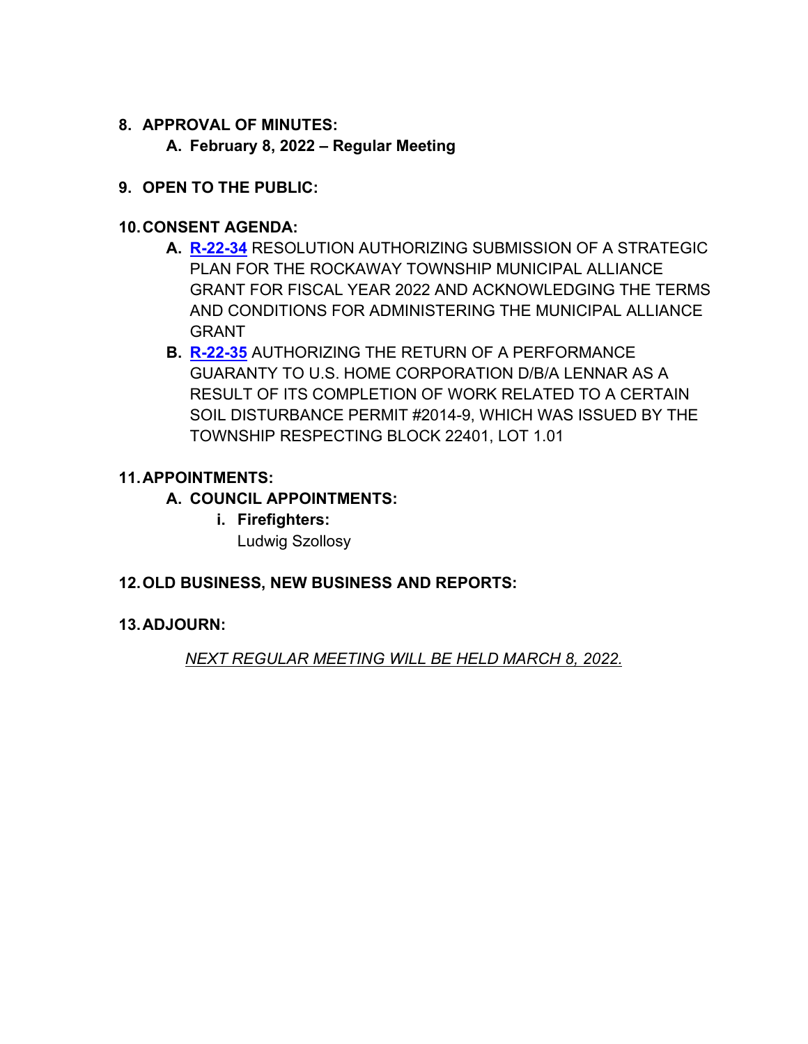8. **APPROVAL OF MINUTES:**
   A. **February 8, 2022 – Regular Meeting**

9. **OPEN TO THE PUBLIC:**

10. **CONSENT AGENDA:**
    A. **R-22-34** RESOLUTION AUTHORIZING SUBMISSION OF A STRATEGIC PLAN FOR THE ROCKAWAY TOWNSHIP MUNICIPAL ALLIANCE GRANT FOR FISCAL YEAR 2022 AND ACKNOWLEDGING THE TERMS AND CONDITIONS FOR ADMINISTERING THE MUNICIPAL ALLIANCE GRANT
    B. **R-22-35** AUTHORIZING THE RETURN OF A PERFORMANCE GUARANTY TO U.S. HOME CORPORATION D/B/A LENNAR AS A RESULT OF ITS COMPLETION OF WORK RELATED TO A CERTAIN SOIL DISTURBANCE PERMIT #2014-9, WHICH WAS ISSUED BY THE TOWNSHIP RESPECTING BLOCK 22401, LOT 1.01

11. **APPOINTMENTS:**
    A. **COUNCIL APPOINTMENTS:**
       i. **Firefighters:**
          Ludwig Szollosy

12. **OLD BUSINESS, NEW BUSINESS AND REPORTS:**

13. **ADJOURN:**

*NEXT REGULAR MEETING WILL BE HELD MARCH 8, 2022.*